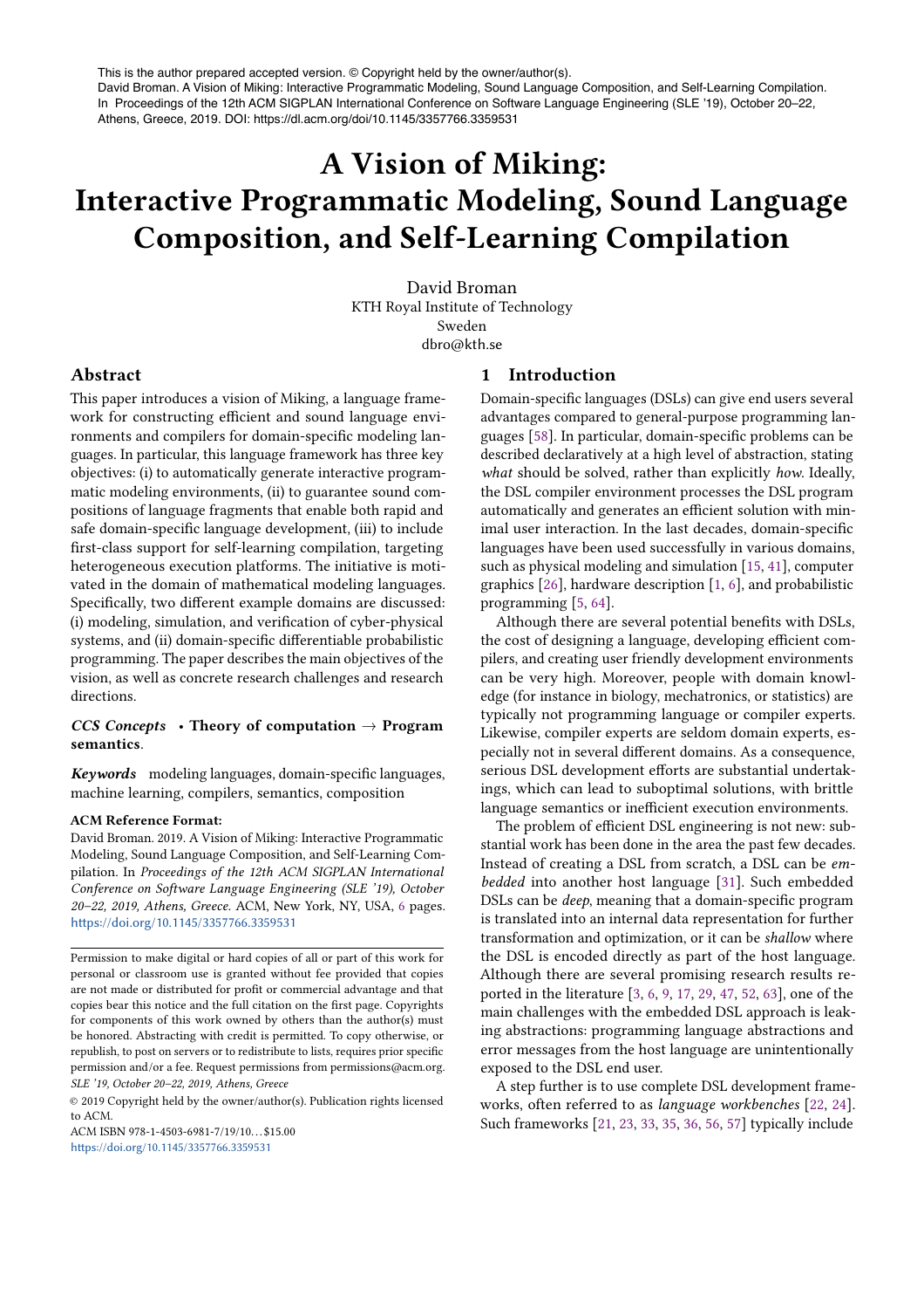This is the author prepared accepted version. © Copyright held by the owner/author(s).
David Broman. A Vision of Miking: Interactive Programmatic Modeling, Sound Language Composition, and Self-Learning Compilation. In Proceedings of the 12th ACM SIGPLAN International Conference on Software Language Engineering (SLE '19), October 20–22, Athens, Greece, 2019. DOI: https://dl.acm.org/doi/10.1145/3357766.3359531

# A Vision of Miking: Interactive Programmatic Modeling, Sound Language Composition, and Self-Learning Compilation

David Broman
KTH Royal Institute of Technology
Sweden
dbro@kth.se

## Abstract

This paper introduces a vision of Miking, a language framework for constructing efficient and sound language environments and compilers for domain-specific modeling languages. In particular, this language framework has three key objectives: (i) to automatically generate interactive programmatic modeling environments, (ii) to guarantee sound compositions of language fragments that enable both rapid and safe domain-specific language development, (iii) to include first-class support for self-learning compilation, targeting heterogeneous execution platforms. The initiative is motivated in the domain of mathematical modeling languages. Specifically, two different example domains are discussed: (i) modeling, simulation, and verification of cyber-physical systems, and (ii) domain-specific differentiable probabilistic programming. The paper describes the main objectives of the vision, as well as concrete research challenges and research directions.

*CCS Concepts* • **Theory of computation** → **Program semantics**.

*Keywords* modeling languages, domain-specific languages, machine learning, compilers, semantics, composition

**ACM Reference Format:**
David Broman. 2019. A Vision of Miking: Interactive Programmatic Modeling, Sound Language Composition, and Self-Learning Compilation. In *Proceedings of the 12th ACM SIGPLAN International Conference on Software Language Engineering (SLE '19), October 20–22, 2019, Athens, Greece.* ACM, New York, NY, USA, 6 pages. https://doi.org/10.1145/3357766.3359531

Permission to make digital or hard copies of all or part of this work for personal or classroom use is granted without fee provided that copies are not made or distributed for profit or commercial advantage and that copies bear this notice and the full citation on the first page. Copyrights for components of this work owned by others than the author(s) must be honored. Abstracting with credit is permitted. To copy otherwise, or republish, to post on servers or to redistribute to lists, requires prior specific permission and/or a fee. Request permissions from permissions@acm.org.
*SLE '19, October 20–22, 2019, Athens, Greece*

© 2019 Copyright held by the owner/author(s). Publication rights licensed to ACM.
ACM ISBN 978-1-4503-6981-7/19/10...$15.00
https://doi.org/10.1145/3357766.3359531

## 1 Introduction

Domain-specific languages (DSLs) can give end users several advantages compared to general-purpose programming languages [58]. In particular, domain-specific problems can be described declaratively at a high level of abstraction, stating *what* should be solved, rather than explicitly *how*. Ideally, the DSL compiler environment processes the DSL program automatically and generates an efficient solution with minimal user interaction. In the last decades, domain-specific languages have been used successfully in various domains, such as physical modeling and simulation [15, 41], computer graphics [26], hardware description [1, 6], and probabilistic programming [5, 64].

Although there are several potential benefits with DSLs, the cost of designing a language, developing efficient compilers, and creating user friendly development environments can be very high. Moreover, people with domain knowledge (for instance in biology, mechatronics, or statistics) are typically not programming language or compiler experts. Likewise, compiler experts are seldom domain experts, especially not in several different domains. As a consequence, serious DSL development efforts are substantial undertakings, which can lead to suboptimal solutions, with brittle language semantics or inefficient execution environments.

The problem of efficient DSL engineering is not new: substantial work has been done in the area the past few decades. Instead of creating a DSL from scratch, a DSL can be *embedded* into another host language [31]. Such embedded DSLs can be *deep*, meaning that a domain-specific program is translated into an internal data representation for further transformation and optimization, or it can be *shallow* where the DSL is encoded directly as part of the host language. Although there are several promising research results reported in the literature [3, 6, 9, 17, 29, 47, 52, 63], one of the main challenges with the embedded DSL approach is leaking abstractions: programming language abstractions and error messages from the host language are unintentionally exposed to the DSL end user.

A step further is to use complete DSL development frameworks, often referred to as *language workbenches* [22, 24]. Such frameworks [21, 23, 33, 35, 36, 56, 57] typically include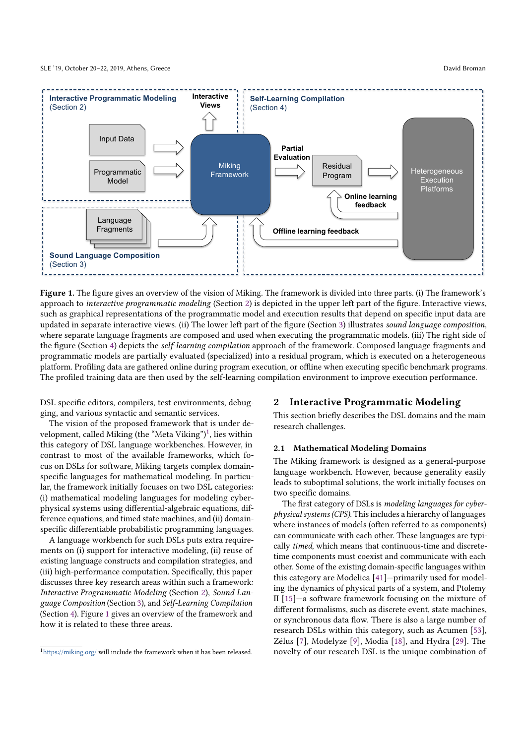Figure 1. The figure gives an overview of the vision of Miking. The framework is divided into three parts. (i) The framework's approach to *interactive programmatic modeling* (Section 2) is depicted in the upper left part of the figure. Interactive views, such as graphical representations of the programmatic model and execution results that depend on specific input data are updated in separate interactive views. (ii) The lower left part of the figure (Section 3) illustrates *sound language composition*, where separate language fragments are composed and used when executing the programmatic models. (iii) The right side of the figure (Section 4) depicts the *self-learning compilation* approach of the framework. Composed language fragments and programmatic models are partially evaluated (specialized) into a residual program, which is executed on a heterogeneous platform. Profiling data are gathered online during program execution, or offline when executing specific benchmark programs. The profiled training data are then used by the self-learning compilation environment to improve execution performance.

DSL specific editors, compilers, test environments, debugging, and various syntactic and semantic services.

The vision of the proposed framework that is under development, called Miking (the "Meta Viking")[1], lies within this category of DSL language workbenches. However, in contrast to most of the available frameworks, which focus on DSLs for software, Miking targets complex domain-specific languages for mathematical modeling. In particular, the framework initially focuses on two DSL categories: (i) mathematical modeling languages for modeling cyber-physical systems using differential-algebraic equations, difference equations, and timed state machines, and (ii) domain-specific differentiable probabilistic programming languages.

A language workbench for such DSLs puts extra requirements on (i) support for interactive modeling, (ii) reuse of existing language constructs and compilation strategies, and (iii) high-performance computation. Specifically, this paper discusses three key research areas within such a framework: *Interactive Programmatic Modeling* (Section 2), *Sound Language Composition* (Section 3), and *Self-Learning Compilation* (Section 4). Figure 1 gives an overview of the framework and how it is related to these three areas.

[1] https://miking.org/ will include the framework when it has been released.

## 2 Interactive Programmatic Modeling

This section briefly describes the DSL domains and the main research challenges.

### 2.1 Mathematical Modeling Domains

The Miking framework is designed as a general-purpose language workbench. However, because generality easily leads to suboptimal solutions, the work initially focuses on two specific domains.

The first category of DSLs is *modeling languages for cyber-physical systems (CPS)*. This includes a hierarchy of languages where instances of models (often referred to as components) can communicate with each other. These languages are typically *timed*, which means that continuous-time and discrete-time components must coexist and communicate with each other. Some of the existing domain-specific languages within this category are Modelica [41]—primarily used for modeling the dynamics of physical parts of a system, and Ptolemy II [15]—a software framework focusing on the mixture of different formalisms, such as discrete event, state machines, or synchronous data flow. There is also a large number of research DSLs within this category, such as Acumen [53], Zélus [7], Modelyze [9], Modia [18], and Hydra [29]. The novelty of our research DSL is the unique combination of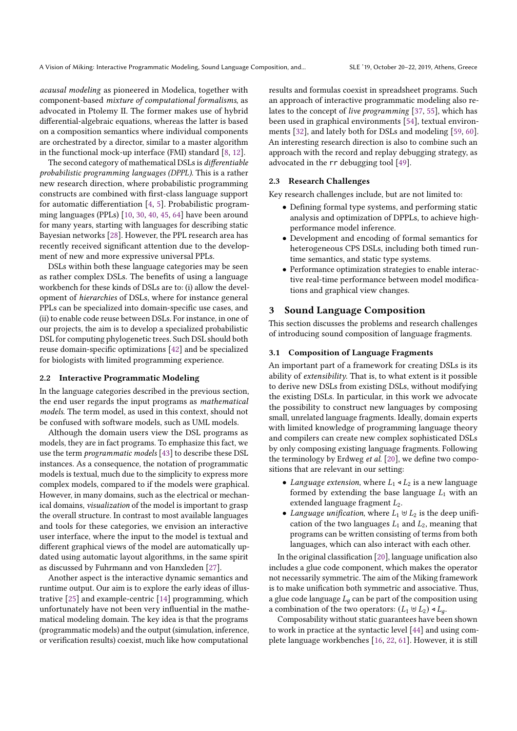*acausal modeling* as pioneered in Modelica, together with component-based *mixture of computational formalisms*, as advocated in Ptolemy II. The former makes use of hybrid differential-algebraic equations, whereas the latter is based on a composition semantics where individual components are orchestrated by a director, similar to a master algorithm in the functional mock-up interface (FMI) standard [8, 12].

The second category of mathematical DSLs is *differentiable probabilistic programming languages (DPPL)*. This is a rather new research direction, where probabilistic programming constructs are combined with first-class language support for automatic differentiation [4, 5]. Probabilistic programming languages (PPLs) [10, 30, 40, 45, 64] have been around for many years, starting with languages for describing static Bayesian networks [28]. However, the PPL research area has recently received significant attention due to the development of new and more expressive universal PPLs.

DSLs within both these language categories may be seen as rather complex DSLs. The benefits of using a language workbench for these kinds of DSLs are to: (i) allow the development of *hierarchies* of DSLs, where for instance general PPLs can be specialized into domain-specific use cases, and (ii) to enable code reuse between DSLs. For instance, in one of our projects, the aim is to develop a specialized probabilistic DSL for computing phylogenetic trees. Such DSL should both reuse domain-specific optimizations [42] and be specialized for biologists with limited programming experience.

### 2.2 Interactive Programmatic Modeling

In the language categories described in the previous section, the end user regards the input programs as *mathematical models*. The term model, as used in this context, should not be confused with software models, such as UML models.

Although the domain users view the DSL programs as models, they are in fact programs. To emphasize this fact, we use the term *programmatic models* [43] to describe these DSL instances. As a consequence, the notation of programmatic models is textual, much due to the simplicity to express more complex models, compared to if the models were graphical. However, in many domains, such as the electrical or mechanical domains, *visualization* of the model is important to grasp the overall structure. In contrast to most available languages and tools for these categories, we envision an interactive user interface, where the input to the model is textual and different graphical views of the model are automatically updated using automatic layout algorithms, in the same spirit as discussed by Fuhrmann and von Hanxleden [27].

Another aspect is the interactive dynamic semantics and runtime output. Our aim is to explore the early ideas of illustrative [25] and example-centric [14] programming, which unfortunately have not been very influential in the mathematical modeling domain. The key idea is that the programs (programmatic models) and the output (simulation, inference, or verification results) coexist, much like how computational results and formulas coexist in spreadsheet programs. Such an approach of interactive programmatic modeling also relates to the concept of *live programming* [37, 55], which has been used in graphical environments [54], textual environments [32], and lately both for DSLs and modeling [59, 60]. An interesting research direction is also to combine such an approach with the record and replay debugging strategy, as advocated in the `rr` debugging tool [49].

### 2.3 Research Challenges

Key research challenges include, but are not limited to:

- Defining formal type systems, and performing static analysis and optimization of DPPLs, to achieve high-performance model inference.
- Development and encoding of formal semantics for heterogeneous CPS DSLs, including both timed runtime semantics, and static type systems.
- Performance optimization strategies to enable interactive real-time performance between model modifications and graphical view changes.

## 3 Sound Language Composition

This section discusses the problems and research challenges of introducing sound composition of language fragments.

### 3.1 Composition of Language Fragments

An important part of a framework for creating DSLs is its ability of *extensibility*. That is, to what extent is it possible to derive new DSLs from existing DSLs, without modifying the existing DSLs. In particular, in this work we advocate the possibility to construct new languages by composing small, unrelated language fragments. Ideally, domain experts with limited knowledge of programming language theory and compilers can create new complex sophisticated DSLs by only composing existing language fragments. Following the terminology by Erdweg *et al.* [20], we define two compositions that are relevant in our setting:

- *Language extension*, where $L_1 \triangleleft L_2$ is a new language formed by extending the base language $L_1$ with an extended language fragment $L_2$.
- *Language unification*, where $L_1 \uplus L_2$ is the deep unification of the two languages $L_1$ and $L_2$, meaning that programs can be written consisting of terms from both languages, which can also interact with each other.

In the original classification [20], language unification also includes a glue code component, which makes the operator not necessarily symmetric. The aim of the Miking framework is to make unification both symmetric and associative. Thus, a glue code language $L_g$ can be part of the composition using a combination of the two operators: $(L_1 \uplus L_2) \triangleleft L_g$.

Composability without static guarantees have been shown to work in practice at the syntactic level [44] and using complete language workbenches [16, 22, 61]. However, it is still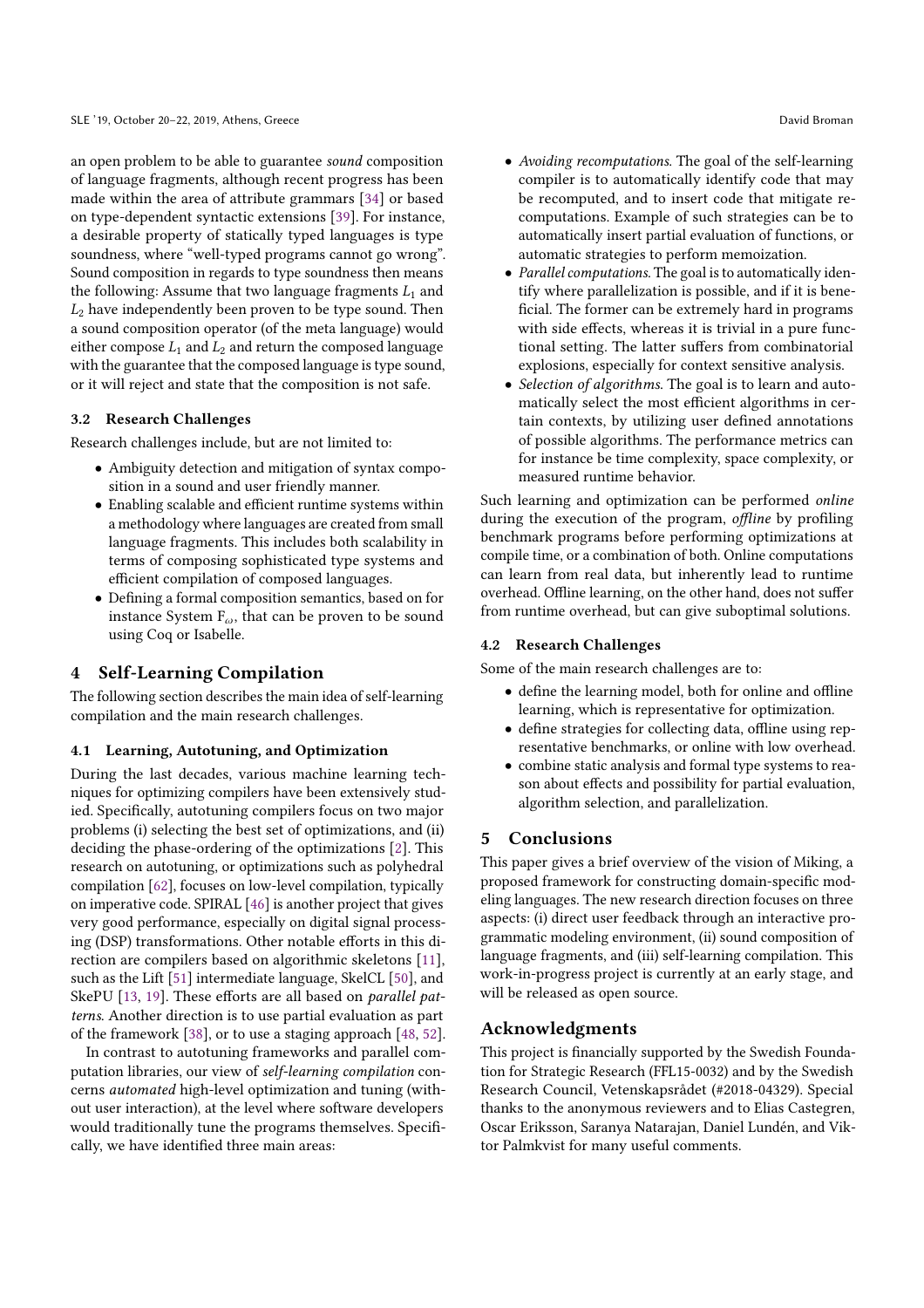an open problem to be able to guarantee *sound* composition of language fragments, although recent progress has been made within the area of attribute grammars [34] or based on type-dependent syntactic extensions [39]. For instance, a desirable property of statically typed languages is type soundness, where "well-typed programs cannot go wrong". Sound composition in regards to type soundness then means the following: Assume that two language fragments $L_1$ and $L_2$ have independently been proven to be type sound. Then a sound composition operator (of the meta language) would either compose $L_1$ and $L_2$ and return the composed language with the guarantee that the composed language is type sound, or it will reject and state that the composition is not safe.

### 3.2 Research Challenges

Research challenges include, but are not limited to:

- Ambiguity detection and mitigation of syntax composition in a sound and user friendly manner.
- Enabling scalable and efficient runtime systems within a methodology where languages are created from small language fragments. This includes both scalability in terms of composing sophisticated type systems and efficient compilation of composed languages.
- Defining a formal composition semantics, based on for instance System $F_\omega$, that can be proven to be sound using Coq or Isabelle.

## 4 Self-Learning Compilation

The following section describes the main idea of self-learning compilation and the main research challenges.

### 4.1 Learning, Autotuning, and Optimization

During the last decades, various machine learning techniques for optimizing compilers have been extensively studied. Specifically, autotuning compilers focus on two major problems (i) selecting the best set of optimizations, and (ii) deciding the phase-ordering of the optimizations [2]. This research on autotuning, or optimizations such as polyhedral compilation [62], focuses on low-level compilation, typically on imperative code. SPIRAL [46] is another project that gives very good performance, especially on digital signal processing (DSP) transformations. Other notable efforts in this direction are compilers based on algorithmic skeletons [11], such as the Lift [51] intermediate language, SkelCL [50], and SkePU [13, 19]. These efforts are all based on *parallel patterns*. Another direction is to use partial evaluation as part of the framework [38], or to use a staging approach [48, 52].

In contrast to autotuning frameworks and parallel computation libraries, our view of *self-learning compilation* concerns *automated* high-level optimization and tuning (without user interaction), at the level where software developers would traditionally tune the programs themselves. Specifically, we have identified three main areas:

- *Avoiding recomputations*. The goal of the self-learning compiler is to automatically identify code that may be recomputed, and to insert code that mitigate recomputations. Example of such strategies can be to automatically insert partial evaluation of functions, or automatic strategies to perform memoization.
- *Parallel computations*. The goal is to automatically identify where parallelization is possible, and if it is beneficial. The former can be extremely hard in programs with side effects, whereas it is trivial in a pure functional setting. The latter suffers from combinatorial explosions, especially for context sensitive analysis.
- *Selection of algorithms*. The goal is to learn and automatically select the most efficient algorithms in certain contexts, by utilizing user defined annotations of possible algorithms. The performance metrics can for instance be time complexity, space complexity, or measured runtime behavior.

Such learning and optimization can be performed *online* during the execution of the program, *offline* by profiling benchmark programs before performing optimizations at compile time, or a combination of both. Online computations can learn from real data, but inherently lead to runtime overhead. Offline learning, on the other hand, does not suffer from runtime overhead, but can give suboptimal solutions.

### 4.2 Research Challenges

Some of the main research challenges are to:

- define the learning model, both for online and offline learning, which is representative for optimization.
- define strategies for collecting data, offline using representative benchmarks, or online with low overhead.
- combine static analysis and formal type systems to reason about effects and possibility for partial evaluation, algorithm selection, and parallelization.

## 5 Conclusions

This paper gives a brief overview of the vision of Miking, a proposed framework for constructing domain-specific modeling languages. The new research direction focuses on three aspects: (i) direct user feedback through an interactive programmatic modeling environment, (ii) sound composition of language fragments, and (iii) self-learning compilation. This work-in-progress project is currently at an early stage, and will be released as open source.

## Acknowledgments

This project is financially supported by the Swedish Foundation for Strategic Research (FFL15-0032) and by the Swedish Research Council, Vetenskapsrådet (#2018-04329). Special thanks to the anonymous reviewers and to Elias Castegren, Oscar Eriksson, Saranya Natarajan, Daniel Lundén, and Viktor Palmkvist for many useful comments.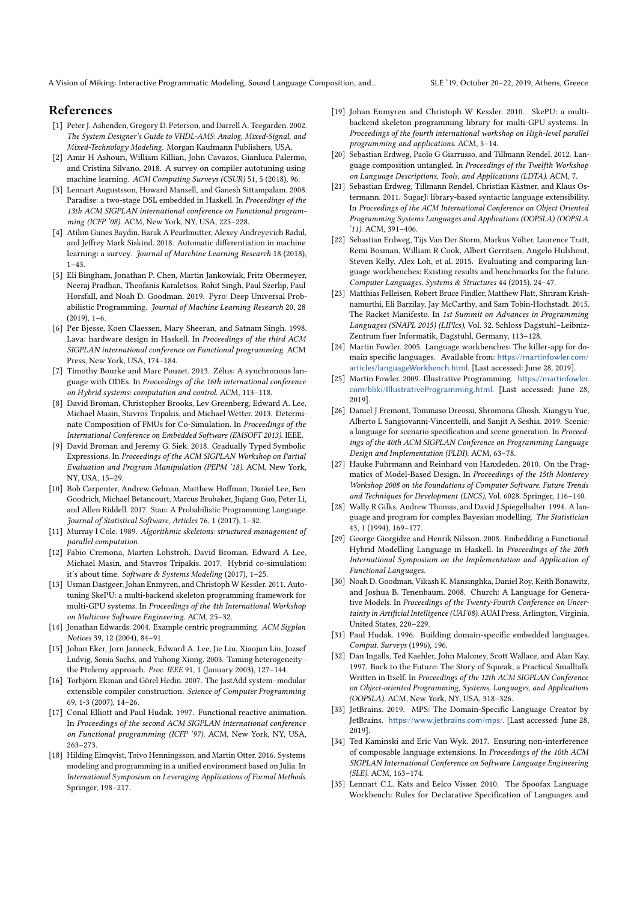# References

[1] Peter J. Ashenden, Gregory D. Peterson, and Darrell A. Teegarden. 2002. *The System Designer's Guide to VHDL-AMS: Analog, Mixed-Signal, and Mixed-Technology Modeling.* Morgan Kaufmann Publishers, USA.

[2] Amir H Ashouri, William Killian, John Cavazos, Gianluca Palermo, and Cristina Silvano. 2018. A survey on compiler autotuning using machine learning. *ACM Computing Surveys (CSUR)* 51, 5 (2018), 96.

[3] Lennart Augustsson, Howard Mansell, and Ganesh Sittampalam. 2008. Paradise: a two-stage DSL embedded in Haskell. In *Proceedings of the 13th ACM SIGPLAN international conference on Functional programming (ICFP '08)*. ACM, New York, NY, USA, 225–228.

[4] Atilim Gunes Baydin, Barak A Pearlmutter, Alexey Andreyevich Radul, and Jeffrey Mark Siskind. 2018. Automatic differentiation in machine learning: a survey. *Journal of Marchine Learning Research* 18 (2018), 1–43.

[5] Eli Bingham, Jonathan P. Chen, Martin Jankowiak, Fritz Obermeyer, Neeraj Pradhan, Theofanis Karaletsos, Rohit Singh, Paul Szerlip, Paul Horsfall, and Noah D. Goodman. 2019. Pyro: Deep Universal Probabilistic Programming. *Journal of Machine Learning Research* 20, 28 (2019), 1–6.

[6] Per Bjesse, Koen Claessen, Mary Sheeran, and Satnam Singh. 1998. Lava: hardware design in Haskell. In *Proceedings of the third ACM SIGPLAN international conference on Functional programming*. ACM Press, New York, USA, 174–184.

[7] Timothy Bourke and Marc Pouzet. 2013. Zélus: A synchronous language with ODEs. In *Proceedings of the 16th international conference on Hybrid systems: computation and control*. ACM, 113–118.

[8] David Broman, Christopher Brooks, Lev Greenberg, Edward A. Lee, Michael Masin, Stavros Tripakis, and Michael Wetter. 2013. Determinate Composition of FMUs for Co-Simulation. In *Proceedings of the International Conference on Embedded Software (EMSOFT 2013)*. IEEE.

[9] David Broman and Jeremy G. Siek. 2018. Gradually Typed Symbolic Expressions. In *Proceedings of the ACM SIGPLAN Workshop on Partial Evaluation and Program Manipulation (PEPM '18)*. ACM, New York, NY, USA, 15–29.

[10] Bob Carpenter, Andrew Gelman, Matthew Hoffman, Daniel Lee, Ben Goodrich, Michael Betancourt, Marcus Brubaker, Jiqiang Guo, Peter Li, and Allen Riddell. 2017. Stan: A Probabilistic Programming Language. *Journal of Statistical Software, Articles* 76, 1 (2017), 1–32.

[11] Murray I Cole. 1989. *Algorithmic skeletons: structured management of parallel computation.*

[12] Fabio Cremona, Marten Lohstroh, David Broman, Edward A Lee, Michael Masin, and Stavros Tripakis. 2017. Hybrid co-simulation: it's about time. *Software & Systems Modeling* (2017), 1–25.

[13] Usman Dastgeer, Johan Enmyren, and Christoph W Kessler. 2011. Autotuning SkePU: a multi-backend skeleton programming framework for multi-GPU systems. In *Proceedings of the 4th International Workshop on Multicore Software Engineering*. ACM, 25–32.

[14] Jonathan Edwards. 2004. Example centric programming. *ACM Sigplan Notices* 39, 12 (2004), 84–91.

[15] Johan Eker, Jorn Janneck, Edward A. Lee, Jie Liu, Xiaojun Liu, Jozsef Ludvig, Sonia Sachs, and Yuhong Xiong. 2003. Taming heterogeneity - the Ptolemy approach. *Proc. IEEE* 91, 1 (January 2003), 127–144.

[16] Torbjörn Ekman and Görel Hedin. 2007. The JastAdd system–modular extensible compiler construction. *Science of Computer Programming* 69, 1-3 (2007), 14–26.

[17] Conal Elliott and Paul Hudak. 1997. Functional reactive animation. In *Proceedings of the second ACM SIGPLAN international conference on Functional programming (ICFP '97)*. ACM, New York, NY, USA, 263–273.

[18] Hilding Elmqvist, Toivo Henningsson, and Martin Otter. 2016. Systems modeling and programming in a unified environment based on Julia. In *International Symposium on Leveraging Applications of Formal Methods*. Springer, 198–217.

[19] Johan Enmyren and Christoph W Kessler. 2010. SkePU: a multi-backend skeleton programming library for multi-GPU systems. In *Proceedings of the fourth international workshop on High-level parallel programming and applications*. ACM, 5–14.

[20] Sebastian Erdweg, Paolo G Giarrusso, and Tillmann Rendel. 2012. Language composition untangled. In *Proceedings of the Twelfth Workshop on Language Descriptions, Tools, and Applications (LDTA)*. ACM, 7.

[21] Sebastian Erdweg, Tillmann Rendel, Christian Kästner, and Klaus Ostermann. 2011. SugarJ: library-based syntactic language extensibility. In *Proceedings of the ACM International Conference on Object Oriented Programming Systems Languages and Applications (OOPSLA) (OOPSLA '11)*. ACM, 391–406.

[22] Sebastian Erdweg, Tijs Van Der Storm, Markus Völter, Laurence Tratt, Remi Bosman, William R Cook, Albert Gerritsen, Angelo Hulshout, Steven Kelly, Alex Loh, et al. 2015. Evaluating and comparing language workbenches: Existing results and benchmarks for the future. *Computer Languages, Systems & Structures* 44 (2015), 24–47.

[23] Matthias Felleisen, Robert Bruce Findler, Matthew Flatt, Shriram Krishnamurthi, Eli Barzilay, Jay McCarthy, and Sam Tobin-Hochstadt. 2015. The Racket Manifesto. In *1st Summit on Advances in Programming Languages (SNAPL 2015) (LIPIcs)*, Vol. 32. Schloss Dagstuhl–Leibniz-Zentrum fuer Informatik, Dagstuhl, Germany, 113–128.

[24] Martin Fowler. 2005. Language workbenches: The killer-app for domain specific languages. Available from: https://martinfowler.com/articles/languageWorkbench.html. [Last accessed: June 28, 2019].

[25] Martin Fowler. 2009. Illustrative Programming. https://martinfowler.com/bliki/IllustrativeProgramming.html. [Last accessed: June 28, 2019].

[26] Daniel J Fremont, Tommaso Dreossi, Shromona Ghosh, Xiangyu Yue, Alberto L Sangiovanni-Vincentelli, and Sanjit A Seshia. 2019. Scenic: a language for scenario specification and scene generation. In *Proceedings of the 40th ACM SIGPLAN Conference on Programming Language Design and Implementation (PLDI)*. ACM, 63–78.

[27] Hauke Fuhrmann and Reinhard von Hanxleden. 2010. On the Pragmatics of Model-Based Design. In *Proceedings of the 15th Monterey Workshop 2008 on the Foundations of Computer Software. Future Trends and Techniques for Development (LNCS)*, Vol. 6028. Springer, 116–140.

[28] Wally R Gilks, Andrew Thomas, and David J Spiegelhalter. 1994. A language and program for complex Bayesian modelling. *The Statistician* 43, 1 (1994), 169–177.

[29] George Giorgidze and Henrik Nilsson. 2008. Embedding a Functional Hybrid Modelling Language in Haskell. In *Proceedings of the 20th International Symposium on the Implementation and Application of Functional Languages*.

[30] Noah D. Goodman, Vikash K. Mansinghka, Daniel Roy, Keith Bonawitz, and Joshua B. Tenenbaum. 2008. Church: A Language for Generative Models. In *Proceedings of the Twenty-Fourth Conference on Uncertainty in Artificial Intelligence (UAI'08)*. AUAI Press, Arlington, Virginia, United States, 220–229.

[31] Paul Hudak. 1996. Building domain-specific embedded languages. *Comput. Surveys* (1996), 196.

[32] Dan Ingalls, Ted Kaehler, John Maloney, Scott Wallace, and Alan Kay. 1997. Back to the Future: The Story of Squeak, a Practical Smalltalk Written in Itself. In *Proceedings of the 12th ACM SIGPLAN Conference on Object-oriented Programming, Systems, Languages, and Applications (OOPSLA)*. ACM, New York, NY, USA, 318–326.

[33] JetBrains. 2019. MPS: The Domain-Specific Language Creator by JetBrains. https://www.jetbrains.com/mps/. [Last accessed: June 28, 2019].

[34] Ted Kaminski and Eric Van Wyk. 2017. Ensuring non-interference of composable language extensions. In *Proceedings of the 10th ACM SIGPLAN International Conference on Software Language Engineering (SLE)*. ACM, 163–174.

[35] Lennart C.L. Kats and Eelco Visser. 2010. The Spoofax Language Workbench: Rules for Declarative Specification of Languages and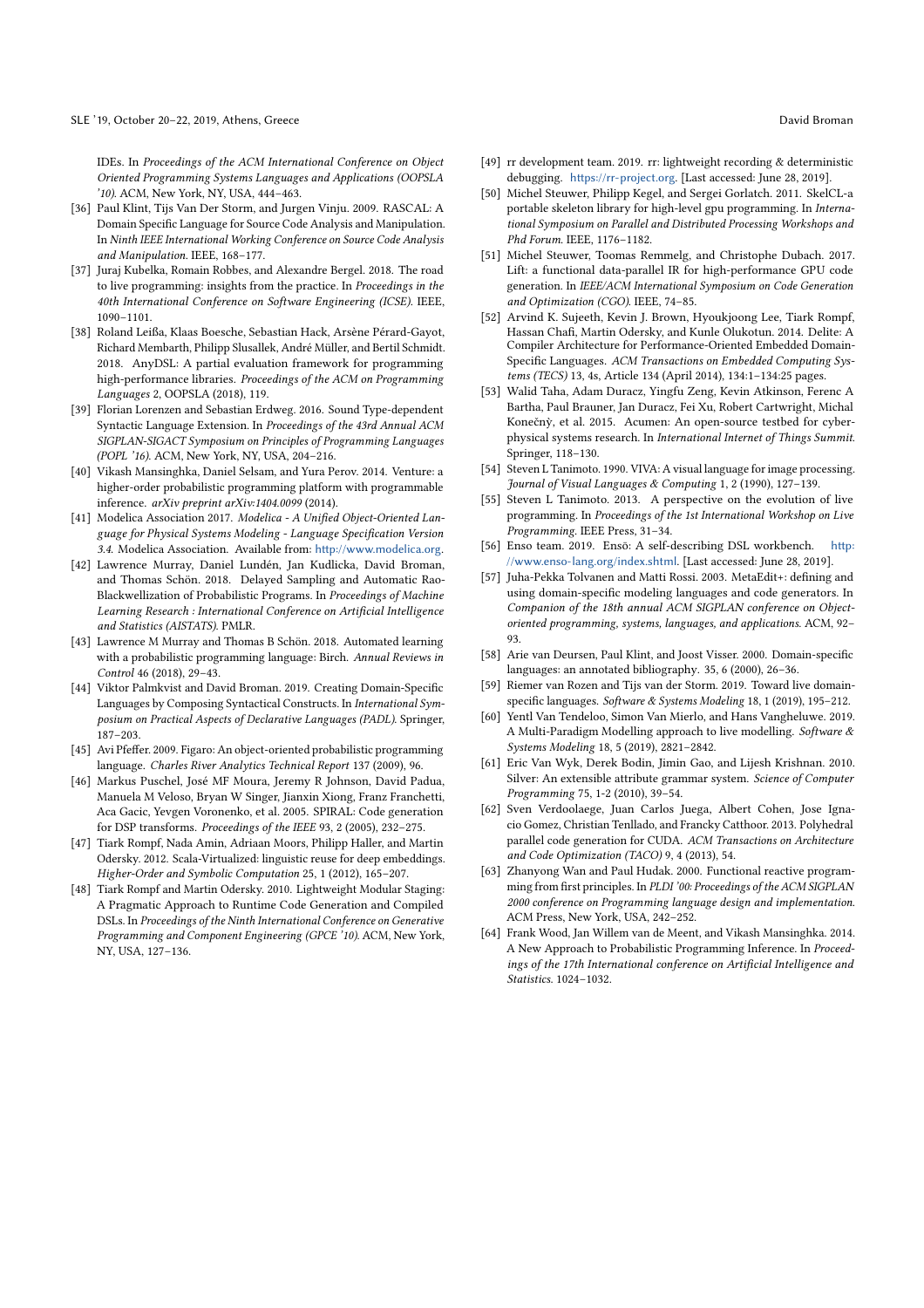IDEs. In *Proceedings of the ACM International Conference on Object Oriented Programming Systems Languages and Applications (OOPSLA '10)*. ACM, New York, NY, USA, 444–463.

[36] Paul Klint, Tijs Van Der Storm, and Jurgen Vinju. 2009. RASCAL: A Domain Specific Language for Source Code Analysis and Manipulation. In *Ninth IEEE International Working Conference on Source Code Analysis and Manipulation*. IEEE, 168–177.

[37] Juraj Kubelka, Romain Robbes, and Alexandre Bergel. 2018. The road to live programming: insights from the practice. In *Proceedings in the 40th International Conference on Software Engineering (ICSE)*. IEEE, 1090–1101.

[38] Roland Leißa, Klaas Boesche, Sebastian Hack, Arsène Pérard-Gayot, Richard Membarth, Philipp Slusallek, André Müller, and Bertil Schmidt. 2018. AnyDSL: A partial evaluation framework for programming high-performance libraries. *Proceedings of the ACM on Programming Languages* 2, OOPSLA (2018), 119.

[39] Florian Lorenzen and Sebastian Erdweg. 2016. Sound Type-dependent Syntactic Language Extension. In *Proceedings of the 43rd Annual ACM SIGPLAN-SIGACT Symposium on Principles of Programming Languages (POPL '16)*. ACM, New York, NY, USA, 204–216.

[40] Vikash Mansinghka, Daniel Selsam, and Yura Perov. 2014. Venture: a higher-order probabilistic programming platform with programmable inference. *arXiv preprint arXiv:1404.0099* (2014).

[41] Modelica Association 2017. *Modelica - A Unified Object-Oriented Language for Physical Systems Modeling - Language Specification Version 3.4*. Modelica Association. Available from: http://www.modelica.org.

[42] Lawrence Murray, Daniel Lundén, Jan Kudlicka, David Broman, and Thomas Schön. 2018. Delayed Sampling and Automatic Rao-Blackwellization of Probabilistic Programs. In *Proceedings of Machine Learning Research : International Conference on Artificial Intelligence and Statistics (AISTATS)*. PMLR.

[43] Lawrence M Murray and Thomas B Schön. 2018. Automated learning with a probabilistic programming language: Birch. *Annual Reviews in Control* 46 (2018), 29–43.

[44] Viktor Palmkvist and David Broman. 2019. Creating Domain-Specific Languages by Composing Syntactical Constructs. In *International Symposium on Practical Aspects of Declarative Languages (PADL)*. Springer, 187–203.

[45] Avi Pfeffer. 2009. Figaro: An object-oriented probabilistic programming language. *Charles River Analytics Technical Report* 137 (2009), 96.

[46] Markus Puschel, José MF Moura, Jeremy R Johnson, David Padua, Manuela M Veloso, Bryan W Singer, Jianxin Xiong, Franz Franchetti, Aca Gacic, Yevgen Voronenko, et al. 2005. SPIRAL: Code generation for DSP transforms. *Proceedings of the IEEE* 93, 2 (2005), 232–275.

[47] Tiark Rompf, Nada Amin, Adriaan Moors, Philipp Haller, and Martin Odersky. 2012. Scala-Virtualized: linguistic reuse for deep embeddings. *Higher-Order and Symbolic Computation* 25, 1 (2012), 165–207.

[48] Tiark Rompf and Martin Odersky. 2010. Lightweight Modular Staging: A Pragmatic Approach to Runtime Code Generation and Compiled DSLs. In *Proceedings of the Ninth International Conference on Generative Programming and Component Engineering (GPCE '10)*. ACM, New York, NY, USA, 127–136.

[49] rr development team. 2019. rr: lightweight recording & deterministic debugging. https://rr-project.org. [Last accessed: June 28, 2019].

[50] Michel Steuwer, Philipp Kegel, and Sergei Gorlatch. 2011. SkelCL-a portable skeleton library for high-level gpu programming. In *International Symposium on Parallel and Distributed Processing Workshops and Phd Forum*. IEEE, 1176–1182.

[51] Michel Steuwer, Toomas Remmelg, and Christophe Dubach. 2017. Lift: a functional data-parallel IR for high-performance GPU code generation. In *IEEE/ACM International Symposium on Code Generation and Optimization (CGO)*. IEEE, 74–85.

[52] Arvind K. Sujeeth, Kevin J. Brown, Hyoukjoong Lee, Tiark Rompf, Hassan Chafi, Martin Odersky, and Kunle Olukotun. 2014. Delite: A Compiler Architecture for Performance-Oriented Embedded Domain-Specific Languages. *ACM Transactions on Embedded Computing Systems (TECS)* 13, 4s, Article 134 (April 2014), 134:1–134:25 pages.

[53] Walid Taha, Adam Duracz, Yingfu Zeng, Kevin Atkinson, Ferenc A Bartha, Paul Brauner, Jan Duracz, Fei Xu, Robert Cartwright, Michal Konečný, et al. 2015. Acumen: An open-source testbed for cyber-physical systems research. In *International Internet of Things Summit*. Springer, 118–130.

[54] Steven L Tanimoto. 1990. VIVA: A visual language for image processing. *Journal of Visual Languages & Computing* 1, 2 (1990), 127–139.

[55] Steven L Tanimoto. 2013. A perspective on the evolution of live programming. In *Proceedings of the 1st International Workshop on Live Programming*. IEEE Press, 31–34.

[56] Enso team. 2019. Ensō: A self-describing DSL workbench. http://www.enso-lang.org/index.shtml. [Last accessed: June 28, 2019].

[57] Juha-Pekka Tolvanen and Matti Rossi. 2003. MetaEdit+: defining and using domain-specific modeling languages and code generators. In *Companion of the 18th annual ACM SIGPLAN conference on Object-oriented programming, systems, languages, and applications*. ACM, 92–93.

[58] Arie van Deursen, Paul Klint, and Joost Visser. 2000. Domain-specific languages: an annotated bibliography. 35, 6 (2000), 26–36.

[59] Riemer van Rozen and Tijs van der Storm. 2019. Toward live domain-specific languages. *Software & Systems Modeling* 18, 1 (2019), 195–212.

[60] Yentl Van Tendeloo, Simon Van Mierlo, and Hans Vangheluwe. 2019. A Multi-Paradigm Modelling approach to live modelling. *Software & Systems Modeling* 18, 5 (2019), 2821–2842.

[61] Eric Van Wyk, Derek Bodin, Jimin Gao, and Lijesh Krishnan. 2010. Silver: An extensible attribute grammar system. *Science of Computer Programming* 75, 1-2 (2010), 39–54.

[62] Sven Verdoolaege, Juan Carlos Juega, Albert Cohen, Jose Ignacio Gomez, Christian Tenllado, and Francky Catthoor. 2013. Polyhedral parallel code generation for CUDA. *ACM Transactions on Architecture and Code Optimization (TACO)* 9, 4 (2013), 54.

[63] Zhanyong Wan and Paul Hudak. 2000. Functional reactive programming from first principles. In *PLDI '00: Proceedings of the ACM SIGPLAN 2000 conference on Programming language design and implementation*. ACM Press, New York, USA, 242–252.

[64] Frank Wood, Jan Willem van de Meent, and Vikash Mansinghka. 2014. A New Approach to Probabilistic Programming Inference. In *Proceedings of the 17th International conference on Artificial Intelligence and Statistics*. 1024–1032.